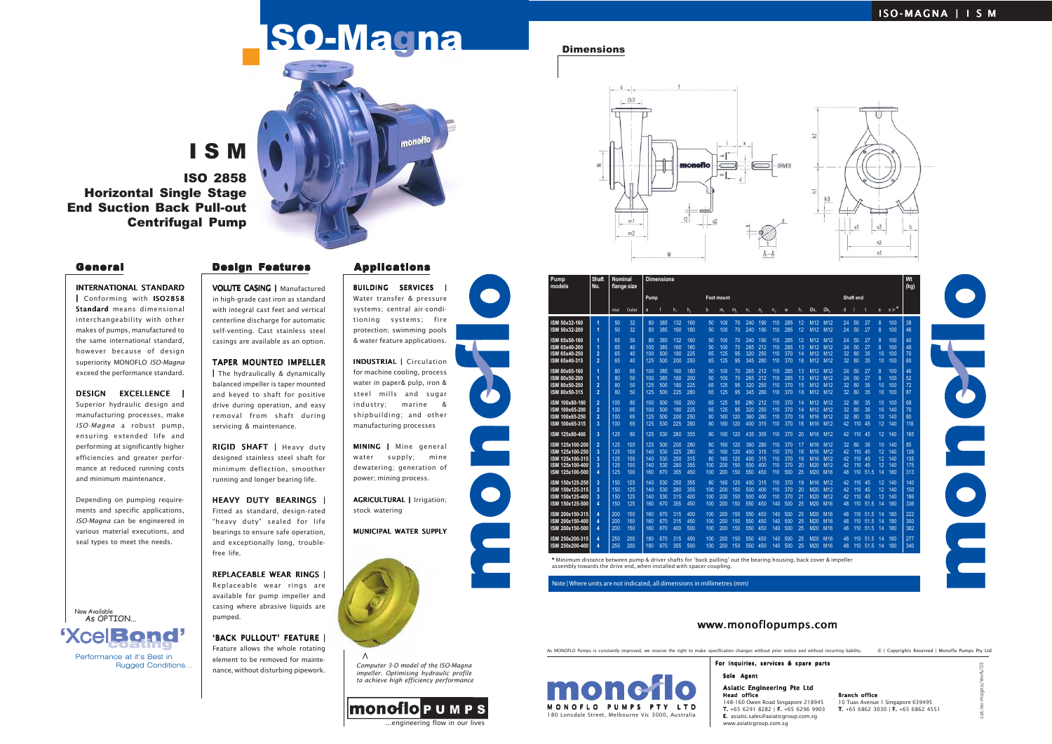# ISO-Magna

# I S M

## ISO 2858 Horizontal Single Stage End Suction Back Pull-out Centrifugal Pump

## General

**INTERNATIONAL STANDARD |** Conforming with **ISO2858 Standard** means dimensional interchangeability with other makes of pumps, manufactured to the same international standard, however because of design superiority MONOFLO *ISO-Magna* exceed the performance standard.

**DESIGN EXCELLENCE |** Superior hydraulic design and manufacturing processes, make *ISO-Magna* a robust pump, ensuring extended life and performing at significantly higher efficiencies and greater performance at reduced running costs and minimum maintenance.

Depending on pumping requirements and specific applications, *ISO-Magna* can be engineered in various material executions, and seal types to meet the needs.

Now Available *As OPTION...*

'XcelBond' coating

Performance at it's Best in Rugged Conditions...

## Design Features

**VOLUTE CASING |** Manufactured in high-grade cast iron as standard with integral cast feet and vertical centerline discharge for automatic self-venting. Cast stainless steel casings are available as an option.

**TAPER MOUNTED IMPELLER |** The hydraulically & dynamically balanced impeller is taper mounted and keyed to shaft for positive drive during operation, and easy removal from shaft during servicing & maintenance.

**RIGID SHAFT |** Heavy duty designed stainless steel shaft for minimum deflection, smoother running and longer bearing life.

**HEAVY DUTY BEARINGS |** Fitted as standard, design-rated "heavy duty" sealed for life bearings to ensure safe operation, and exceptionally long, trouble-free life.

**REPLACEABLE WEAR RINGS |** Replaceable wear rings are available for pump impeller and casing where abrasive liquids are pumped.

**'BACK PULLOUT' FEATURE |** Feature allows the whole rotating element to be removed for maintenance, without disturbing pipework.

## Applications

**BUILDING SERVICES |** Water transfer & pressure systems; central air-conditioning systems; fire protection; swimming pools & water feature applications.

**INDUSTRIAL |** Circulation for machine cooling, process water in paper& pulp, iron & steel mills and sugar industry; marine & shipbuilding; and other manufacturing processes

**MINING |** Mine general water supply; mine dewatering; generation of power; mining process.

**AGRICULTURAL |** Irrigation; stock watering

**MUNICIPAL WATER SUPPLY**

*Computer 3-D model of the ISO-Magna impeller. Optimising hydraulic profile to achieve high efficiency performance*

monoflo PUMPS ...engineering flow in our lives

## Dimensions

| Pump models | Shaft No. | Nominal flange size Inlet | Outlet | Pump a | f | $h_1$ | $h_2$ | Foot mount b | $m_1$ | $m_2$ | $n_1$ | $n_2$ | $n_3$ | w | $h_3$ | $Øs_1$ | $Øs_2$ | Shaft end d | l | t | s | x* | Wt (kg) |
|---|---|---|---|---|---|---|---|---|---|---|---|---|---|---|---|---|---|---|---|---|---|---|---|
| ISM 50x32-160 | 1 | 50 | 32 | 80 | 385 | 132 | 160 | 50 | 100 | 70 | 240 | 190 | 110 | 285 | 12 | M12 | M12 | 24 | 50 | 27 | 8 | 100 | 38 |
| ISM 50x32-200 | 1 | 50 | 32 | 80 | 385 | 160 | 180 | 50 | 100 | 70 | 240 | 190 | 110 | 285 | 12 | M12 | M12 | 24 | 50 | 27 | 8 | 100 | 46 |
| ISM 65x50-160 | 1 | 65 | 50 | 80 | 385 | 132 | 160 | 50 | 100 | 70 | 240 | 190 | 110 | 285 | 12 | M12 | M12 | 24 | 50 | 27 | 8 | 100 | 40 |
| ISM 65x40-200 | 1 | 65 | 40 | 100 | 385 | 160 | 180 | 50 | 100 | 70 | 265 | 212 | 110 | 285 | 13 | M12 | M12 | 24 | 50 | 27 | 8 | 100 | 48 |
| ISM 65x40-250 | 2 | 65 | 40 | 100 | 500 | 180 | 225 | 65 | 125 | 95 | 320 | 250 | 110 | 370 | 14 | M12 | M12 | 32 | 80 | 35 | 10 | 100 | 70 |
| ISM 65x40-315 | 2 | 65 | 40 | 125 | 500 | 200 | 250 | 65 | 125 | 95 | 345 | 280 | 110 | 370 | 16 | M12 | M12 | 32 | 80 | 35 | 10 | 100 | 80 |
| ISM 80x65-160 | 1 | 80 | 65 | 100 | 385 | 160 | 180 | 50 | 100 | 70 | 265 | 212 | 110 | 285 | 13 | M12 | M12 | 24 | 50 | 27 | 8 | 100 | 46 |
| ISM 80x50-200 | 1 | 80 | 50 | 100 | 385 | 160 | 200 | 50 | 100 | 70 | 265 | 212 | 110 | 285 | 13 | M12 | M12 | 24 | 50 | 27 | 8 | 100 | 52 |
| ISM 80x50-250 | 2 | 80 | 50 | 125 | 500 | 180 | 225 | 65 | 125 | 95 | 320 | 250 | 110 | 370 | 15 | M12 | M12 | 32 | 80 | 35 | 10 | 100 | 72 |
| ISM 80x50-315 | 2 | 80 | 50 | 125 | 500 | 225 | 280 | 65 | 125 | 95 | 345 | 280 | 110 | 370 | 18 | M12 | M12 | 32 | 80 | 35 | 10 | 100 | 87 |
| ISM 100x80-160 | 2 | 100 | 80 | 100 | 500 | 180 | 200 | 65 | 125 | 95 | 280 | 212 | 110 | 370 | 14 | M12 | M12 | 32 | 80 | 35 | 10 | 100 | 68 |
| ISM 100x65-200 | 2 | 100 | 65 | 100 | 500 | 180 | 225 | 65 | 125 | 95 | 320 | 250 | 110 | 370 | 14 | M12 | M12 | 32 | 80 | 35 | 10 | 140 | 70 |
| ISM 100x65-250 | 2 | 100 | 65 | 125 | 500 | 200 | 250 | 80 | 160 | 120 | 360 | 280 | 110 | 370 | 16 | M16 | M12 | 32 | 80 | 35 | 10 | 140 | 80 |
| ISM 100x65-315 | 3 | 100 | 65 | 125 | 530 | 225 | 280 | 80 | 160 | 120 | 400 | 315 | 110 | 370 | 18 | M16 | M12 | 42 | 110 | 45 | 12 | 140 | 118 |
| ISM 125x80-400 | 3 | 125 | 80 | 125 | 530 | 280 | 355 | 80 | 160 | 120 | 435 | 355 | 110 | 370 | 20 | M16 | M12 | 42 | 110 | 45 | 12 | 140 | 165 |
| ISM 125x100-200 | 2 | 125 | 100 | 125 | 500 | 200 | 280 | 80 | 160 | 120 | 360 | 280 | 110 | 370 | 17 | M16 | M12 | 32 | 80 | 35 | 10 | 140 | 85 |
| ISM 125x100-250 | 3 | 125 | 100 | 140 | 530 | 225 | 280 | 80 | 160 | 120 | 400 | 315 | 110 | 370 | 18 | M16 | M12 | 42 | 110 | 45 | 12 | 140 | 126 |
| ISM 125x100-315 | 3 | 125 | 100 | 140 | 530 | 250 | 315 | 80 | 160 | 120 | 400 | 315 | 110 | 370 | 19 | M16 | M12 | 42 | 110 | 45 | 12 | 140 | 135 |
| ISM 125x100-400 | 3 | 125 | 100 | 140 | 530 | 280 | 355 | 100 | 200 | 150 | 500 | 400 | 110 | 370 | 20 | M20 | M12 | 42 | 110 | 45 | 12 | 140 | 175 |
| ISM 125x100-500 | 4 | 125 | 100 | 160 | 670 | 355 | 450 | 100 | 200 | 150 | 550 | 450 | 110 | 500 | 25 | M20 | M16 | 48 | 110 | 51.5 | 14 | 180 | 313 |
| ISM 150x125-250 | 3 | 150 | 125 | 140 | 530 | 250 | 355 | 80 | 160 | 120 | 400 | 315 | 110 | 370 | 19 | M16 | M12 | 42 | 110 | 45 | 12 | 140 | 140 |
| ISM 150x125-315 | 3 | 150 | 125 | 140 | 530 | 280 | 355 | 100 | 200 | 150 | 500 | 400 | 110 | 370 | 20 | M20 | M12 | 42 | 110 | 45 | 12 | 140 | 150 |
| ISM 150x125-400 | 3 | 150 | 125 | 140 | 530 | 315 | 400 | 100 | 200 | 150 | 500 | 400 | 110 | 370 | 21 | M20 | M12 | 42 | 110 | 45 | 12 | 140 | 186 |
| ISM 150x125-500 | 4 | 150 | 125 | 160 | 670 | 355 | 450 | 100 | 200 | 150 | 550 | 450 | 140 | 500 | 25 | M20 | M16 | 48 | 110 | 51.5 | 14 | 180 | 336 |
| ISM 200x150-315 | 4 | 200 | 150 | 160 | 670 | 315 | 400 | 100 | 200 | 150 | 550 | 450 | 140 | 500 | 25 | M20 | M16 | 48 | 110 | 51.5 | 14 | 180 | 222 |
| ISM 200x150-400 | 4 | 200 | 150 | 160 | 670 | 315 | 450 | 100 | 200 | 150 | 550 | 450 | 140 | 500 | 25 | M20 | M16 | 48 | 110 | 51.5 | 14 | 180 | 300 |
| ISM 200x150-500 | 4 | 200 | 150 | 160 | 670 | 400 | 500 | 100 | 200 | 150 | 550 | 450 | 140 | 500 | 25 | M20 | M16 | 48 | 110 | 51.5 | 14 | 180 | 382 |
| ISM 250x200-315 | 4 | 250 | 200 | 180 | 670 | 315 | 450 | 100 | 200 | 150 | 550 | 450 | 140 | 500 | 25 | M20 | M16 | 48 | 110 | 51.5 | 14 | 180 | 277 |
| ISM 250x200-400 | 4 | 255 | 200 | 180 | 670 | 355 | 500 | 100 | 200 | 150 | 550 | 450 | 140 | 500 | 25 | M20 | M16 | 48 | 110 | 51.5 | 14 | 180 | 340 |

\* Minimum distance between pump & driver shafts for 'back pulling' out the bearing housing, back cover & impeller assembly towards the drive end, when installed with spacer coupling.

Note | Where units are not indicated, all dimensions in millimetres (mm)

www.monoflopumps.com

As MONOFLO Pumps is constantly improved, we reserve the right to make specification changes without prior notice and without incurring liability. © | Copyrights Reserved | Monoflo Pumps Pty Ltd

**monoflo MONOFLO PUMPS PTY LTD**
180 Lonsdale Street, Melbourne Vic 3000, Australia

**For inquiries, services & spare parts**

**Sole Agent**

**Asiatic Engineering Pte Ltd**

**Head office**
148-160 Owen Road Singapore 218945
**T.** +65 6291 8282 | **F.** +65 6296 9903
**E.** asiatic.sales@asiaticgroup.com.sg
www.asiaticgroup.com.sg

**Branch office**
10 Tuas Avenue 1 Singapore 639495
**T.** +65 6862 3030 | **F.** +65 6862 4551

cat.iso-magna/revA/03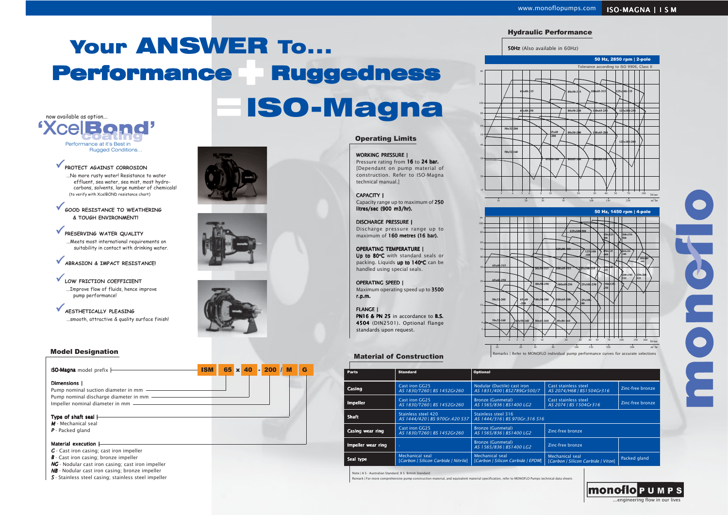# Your ANSWER To... Performance + Ruggedness = ISO-Magna

now available as option...

**'XcelBond' coating**

Performance at it's Best in Rugged Conditions...

- **PROTECT AGAINST CORROSION**
  ...No more rusty water! Resistance to water effluent, sea water, sea mist, most hydro-carbons, solvents, large number of chemicals!
  (to verify with XcelBOND resistance chart)
- **GOOD RESISTANCE TO WEATHERING & TOUGH ENVIRONMENT!**
- **PRESERVING WATER QUALITY**
  ...Meets most international requirements on suitability in contact with drinking water.
- **ABRASION & IMPACT RESISTANCE!**
- **LOW FRICTION COEFFICIENT**
  ...Improve flow of fluids, hence improve pump performance!
- **AESTHETICALLY PLEASING**
  ...smooth, attractive & quality surface finish!

## Model Designation

**ISM 65 x 40 - 200 / M G**

**ISO-Magna** model prefix

**Dimensions |**
Pump nominal suction diameter in mm
Pump nominal discharge diameter in mm
Impeller nominal diameter in mm

**Type of shaft seal |**
*M* - Mechanical seal
*P* - Packed gland

**Material execution |**
*G* - Cast iron casing; cast iron impeller
*B* - Cast iron casing; bronze impeller
*NG* - Nodular cast iron casing; cast iron impeller
*NB* - Nodular cast iron casing; bronze impeller
*S* - Stainless steel casing; stainless steel impeller

## Operating Limits

**WORKING PRESSURE |**
Pressure rating from **16** to **24 bar.** [Dependant on pump material of construction. Refer to ISO-Magna technical manual.]

**CAPACITY |**
Capacity range up to maximum of **250 litres/sec (900 m3/hr).**

**DISCHARGE PRESSURE |**
Discharge pressure range up to maximum of **160 metres (16 bar).**

**OPERATING TEMPERATURE |**
**Up to 80ºC** with standard seals or packing. Liquids **up to 140ºC** can be handled using special seals.

**OPERATING SPEED |**
Maximum operating speed up to **3500 r.p.m.**

**FLANGE |**
**PN16 & PN 25** in accordance to **B.S. 4504** (DIN2501). Optional flange standards upon request.

## Hydraulic Performance

**50Hz** (Also available in 60Hz)

**50 Hz, 2850 rpm | 2-pole**

Tolerance according to ISO 9906, Class II

m: 150, 100, 80, 60, 50, 40, 30, 20, 15

65x40-315, 80x50-315, 100x65-315, 125x100-315, 65x40-250, 80x50-250, 100x65-250, 125x100-250, 50x32-200, 65x40-200, 80x50-200, 100x65-200, 125x100-200, 50x32-160, 65x40-160, 80x65-160, 100x80-160

lit/sec: 3, 4, 5, 6, 8, 10, 20, 30, 40, 50, 70, 100
m³/hr: 10, 20, 30, 50, 100, 150, 250

**50 Hz, 1450 rpm | 4-pole**

m: 100, 80, 60, 50, 40, 30, 20, 10, 8, 6, 5

125x100-400, 150x125-400, 200x150-400, 125x80-400, 125x100-400, 150x125-400, 200x150-400, 200x200-400, 65x40-315, 80x50-315, 100x65-315, 125x100-315, 150x125-315, 200x150-315, 250x200-315, 65x40-250, 80x50-250, 100x65-250, 125x100-250, 150x125-250, 50x32-200, 65x40-200, 80x50-200, 100x65-200, 125x100-200, 50x32-160, 65x50-160, 80x65-160, 100x80-160

lit/sec: 1, 4, 5, 6, 8, 10, 20, 30, 40, 50, 70, 100, 200
m³/hr: 10, 20, 30, 50, 100, 150, 250, 500

Remarks | Refer to MONOFLO individual pump performance curves for accurate selections

## Material of Construction

| Parts | Standard | Optional | | |
|---|---|---|---|---|
| Casing | Cast iron GG25 *AS 1830/T260 \| BS 1452Gr260* | Nodular (Ductile) cast iron *AS 1831/400 \| BS2789Gr500/7* | Cast stainless steel *AS 2074/H6B \| BS1504Gr316* | Zinc-free bronze |
| Impeller | Cast iron GG25 *AS 1830/T260 \| BS 1452Gr260* | Bronze (Gunmetal) *AS 1565/836 \| BS1400 LG2* | Cast stainless steel *AS 2074 \| BS 1504Gr316* | Zinc-free bronze |
| Shaft | Stainless steel 420 *AS 1444/420 \| BS 970Gr.420 S37* | Stainless steel 316 *AS 1444/316 \| BS 970Gr.316 S16* | | |
| Casing wear ring | Cast iron GG25 *AS 1830/T260 \| BS 1452Gr260* | Bronze (Gunmetal) *AS 1565/836 \| BS1400 LG2* | Zinc-free bronze | |
| Impeller wear ring | - | Bronze (Gunmetal) *AS 1565/836 \| BS1400 LG2* | Zinc-free bronze | |
| Seal type | Mechanical seal *[Carbon \| Silicon Carbide \| Nitrile]* | Mechanical seal *[Carbon \| Silicon Carbide \| EPDM]* | Mechanical seal *[Carbon \| Silicon Carbide \| Viton]* | Packed gland |

Note | A S - Australian Standard; B S: British Standard

Remark | For more comprehensive pump construction material, and equivalent material specification, refer to MONOFLO Pumps technical data sheets

monoflo PUMPS ...engineering flow in our lives